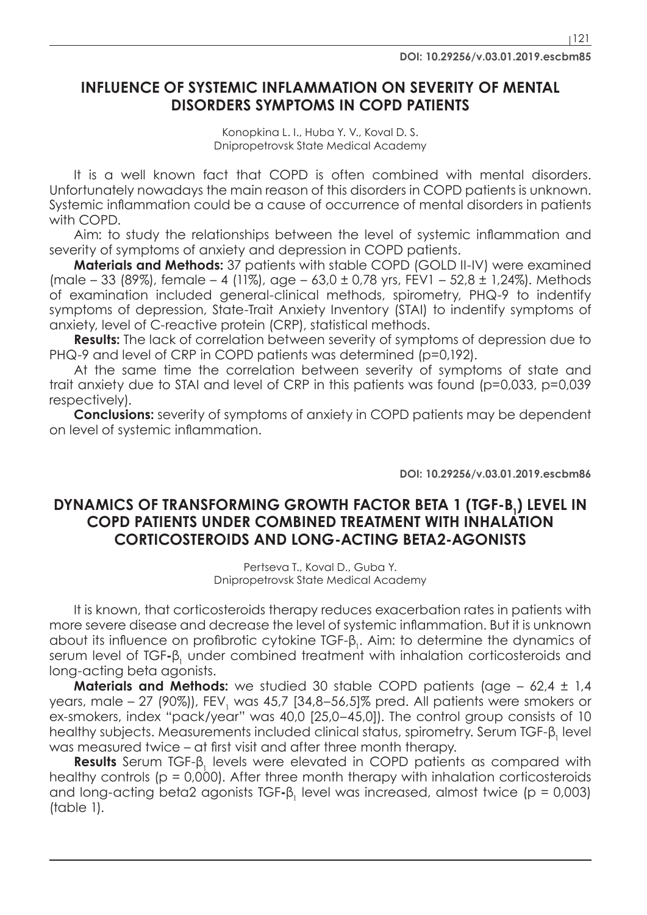DOI: 10.29256/v.03.01.2019.escbm85

## INFLUENCE OF SYSTEMIC INFLAMMATION ON SEVERITY OF MENTAL DISORDERS SYMPTOMS IN COPD PATIENTS

Konopkina L. I., Huba Y. V., Koval D. S.
Dnipropetrovsk State Medical Academy

It is a well known fact that COPD is often combined with mental disorders. Unfortunately nowadays the main reason of this disorders in COPD patients is unknown. Systemic inflammation could be a cause of occurrence of mental disorders in patients with COPD.

Aim: to study the relationships between the level of systemic inflammation and severity of symptoms of anxiety and depression in COPD patients.

**Materials and Methods:** 37 patients with stable COPD (GOLD II-IV) were examined (male – 33 (89%), female – 4 (11%), age – 63,0 ± 0,78 yrs, FEV1 – 52,8 ± 1,24%). Methods of examination included general-clinical methods, spirometry, PHQ-9 to indentify symptoms of depression, State-Trait Anxiety Inventory (STAI) to indentify symptoms of anxiety, level of C-reactive protein (CRP), statistical methods.

**Results:** The lack of correlation between severity of symptoms of depression due to PHQ-9 and level of CRP in COPD patients was determined (p=0,192).

At the same time the correlation between severity of symptoms of state and trait anxiety due to STAI and level of CRP in this patients was found (p=0,033, p=0,039 respectively).

**Conclusions:** severity of symptoms of anxiety in COPD patients may be dependent on level of systemic inflammation.

DOI: 10.29256/v.03.01.2019.escbm86

## DYNAMICS OF TRANSFORMING GROWTH FACTOR BETA 1 (TGF-B$_1$) LEVEL IN COPD PATIENTS UNDER COMBINED TREATMENT WITH INHALATION CORTICOSTEROIDS AND LONG-ACTING BETA2-AGONISTS

Pertseva T., Koval D., Guba Y.
Dnipropetrovsk State Medical Academy

It is known, that corticosteroids therapy reduces exacerbation rates in patients with more severe disease and decrease the level of systemic inflammation. But it is unknown about its influence on profibrotic cytokine TGF-$\beta_1$. Aim: to determine the dynamics of serum level of TGF-$\beta_1$ under combined treatment with inhalation corticosteroids and long-acting beta agonists.

**Materials and Methods:** we studied 30 stable COPD patients (age – 62,4 ± 1,4 years, male – 27 (90%)), $FEV_1$ was 45,7 [34,8–56,5]% pred. All patients were smokers or ex-smokers, index "pack/year" was 40,0 [25,0–45,0]). The control group consists of 10 healthy subjects. Measurements included clinical status, spirometry. Serum TGF-$\beta_1$ level was measured twice – at first visit and after three month therapy.

**Results** Serum TGF-$\beta_1$ levels were elevated in COPD patients as compared with healthy controls (p = 0,000). After three month therapy with inhalation corticosteroids and long-acting beta2 agonists TGF-$\beta_1$ level was increased, almost twice (p = 0,003) (table 1).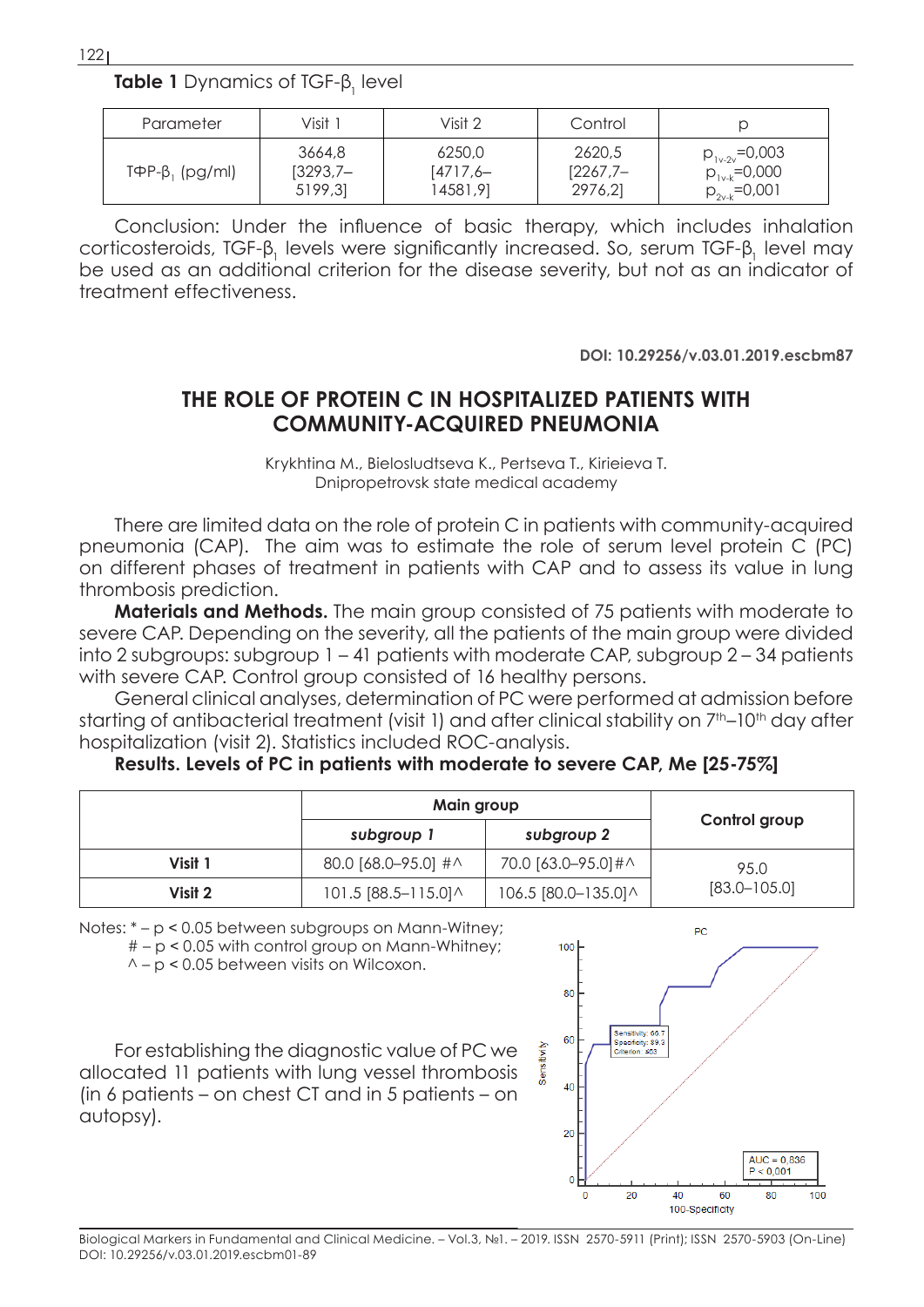**Table 1** Dynamics of TGF-$\beta_1$ level

| Parameter | Visit 1 | Visit 2 | Control | p |
|---|---|---|---|---|
| ТФР-$\beta_1$ (pg/ml) | 3664,8 [3293,7–5199,3] | 6250,0 [4717,6–14581,9] | 2620,5 [2267,7–2976,2] | $p_{1v-2v}$=0,003 $p_{1v-k}$=0,000 $p_{2v-k}$=0,001 |

Conclusion: Under the influence of basic therapy, which includes inhalation corticosteroids, TGF-$\beta_1$ levels were significantly increased. So, serum TGF-$\beta_1$ level may be used as an additional criterion for the disease severity, but not as an indicator of treatment effectiveness.

**DOI: 10.29256/v.03.01.2019.escbm87**

## THE ROLE OF PROTEIN C IN HOSPITALIZED PATIENTS WITH COMMUNITY-ACQUIRED PNEUMONIA

Krykhtina M., Bielosludtseva K., Pertseva T., Kirieieva T.
Dnipropetrovsk state medical academy

There are limited data on the role of protein C in patients with community-acquired pneumonia (CAP). The aim was to estimate the role of serum level protein C (PC) on different phases of treatment in patients with CAP and to assess its value in lung thrombosis prediction.

**Materials and Methods.** The main group consisted of 75 patients with moderate to severe CAP. Depending on the severity, all the patients of the main group were divided into 2 subgroups: subgroup 1 – 41 patients with moderate CAP, subgroup 2 – 34 patients with severe CAP. Control group consisted of 16 healthy persons.

General clinical analyses, determination of PC were performed at admission before starting of antibacterial treatment (visit 1) and after clinical stability on 7th–10th day after hospitalization (visit 2). Statistics included ROC-analysis.

**Results. Levels of PC in patients with moderate to severe CAP, Me [25-75%]**

| | **Main group** | | **Control group** |
|---|---|---|---|
| | ***subgroup 1*** | ***subgroup 2*** | |
| **Visit 1** | 80.0 [68.0–95.0] #^ | 70.0 [63.0–95.0]#^ | 95.0 [83.0–105.0] |
| **Visit 2** | 101.5 [88.5–115.0]^ | 106.5 [80.0–135.0]^ | |

Notes: * – p < 0.05 between subgroups on Mann-Witney;
# – p < 0.05 with control group on Mann-Whitney;
^ – p < 0.05 between visits on Wilcoxon.

For establishing the diagnostic value of PC we allocated 11 patients with lung vessel thrombosis (in 6 patients – on chest CT and in 5 patients – on autopsy).

PC
Sensitivity: 66.7
Specificity: 89.3
Criterion: ≤63
AUC = 0,836
P < 0,001
Sensitivity
100-Specificity